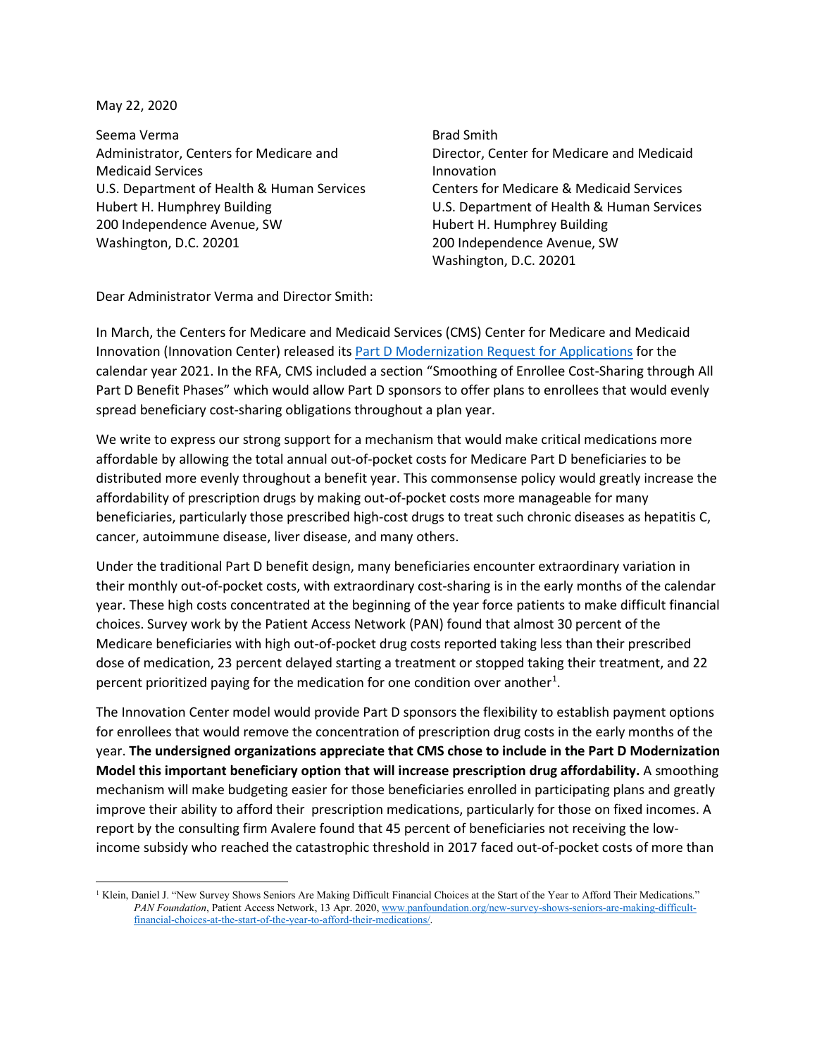May 22, 2020

Seema Verma
Administrator, Centers for Medicare and Medicaid Services
U.S. Department of Health & Human Services
Hubert H. Humphrey Building
200 Independence Avenue, SW
Washington, D.C. 20201

Brad Smith
Director, Center for Medicare and Medicaid Innovation
Centers for Medicare & Medicaid Services
U.S. Department of Health & Human Services
Hubert H. Humphrey Building
200 Independence Avenue, SW
Washington, D.C. 20201

Dear Administrator Verma and Director Smith:

In March, the Centers for Medicare and Medicaid Services (CMS) Center for Medicare and Medicaid Innovation (Innovation Center) released its [Part D Modernization Request for Applications](#) for the calendar year 2021. In the RFA, CMS included a section "Smoothing of Enrollee Cost-Sharing through All Part D Benefit Phases" which would allow Part D sponsors to offer plans to enrollees that would evenly spread beneficiary cost-sharing obligations throughout a plan year.

We write to express our strong support for a mechanism that would make critical medications more affordable by allowing the total annual out-of-pocket costs for Medicare Part D beneficiaries to be distributed more evenly throughout a benefit year. This commonsense policy would greatly increase the affordability of prescription drugs by making out-of-pocket costs more manageable for many beneficiaries, particularly those prescribed high-cost drugs to treat such chronic diseases as hepatitis C, cancer, autoimmune disease, liver disease, and many others.

Under the traditional Part D benefit design, many beneficiaries encounter extraordinary variation in their monthly out-of-pocket costs, with extraordinary cost-sharing is in the early months of the calendar year. These high costs concentrated at the beginning of the year force patients to make difficult financial choices. Survey work by the Patient Access Network (PAN) found that almost 30 percent of the Medicare beneficiaries with high out-of-pocket drug costs reported taking less than their prescribed dose of medication, 23 percent delayed starting a treatment or stopped taking their treatment, and 22 percent prioritized paying for the medication for one condition over another[1].

The Innovation Center model would provide Part D sponsors the flexibility to establish payment options for enrollees that would remove the concentration of prescription drug costs in the early months of the year. **The undersigned organizations appreciate that CMS chose to include in the Part D Modernization Model this important beneficiary option that will increase prescription drug affordability.** A smoothing mechanism will make budgeting easier for those beneficiaries enrolled in participating plans and greatly improve their ability to afford their prescription medications, particularly for those on fixed incomes. A report by the consulting firm Avalere found that 45 percent of beneficiaries not receiving the low-income subsidy who reached the catastrophic threshold in 2017 faced out-of-pocket costs of more than

---

[1] Klein, Daniel J. "New Survey Shows Seniors Are Making Difficult Financial Choices at the Start of the Year to Afford Their Medications." *PAN Foundation*, Patient Access Network, 13 Apr. 2020, [www.panfoundation.org/new-survey-shows-seniors-are-making-difficult-financial-choices-at-the-start-of-the-year-to-afford-their-medications/](www.panfoundation.org/new-survey-shows-seniors-are-making-difficult-financial-choices-at-the-start-of-the-year-to-afford-their-medications/).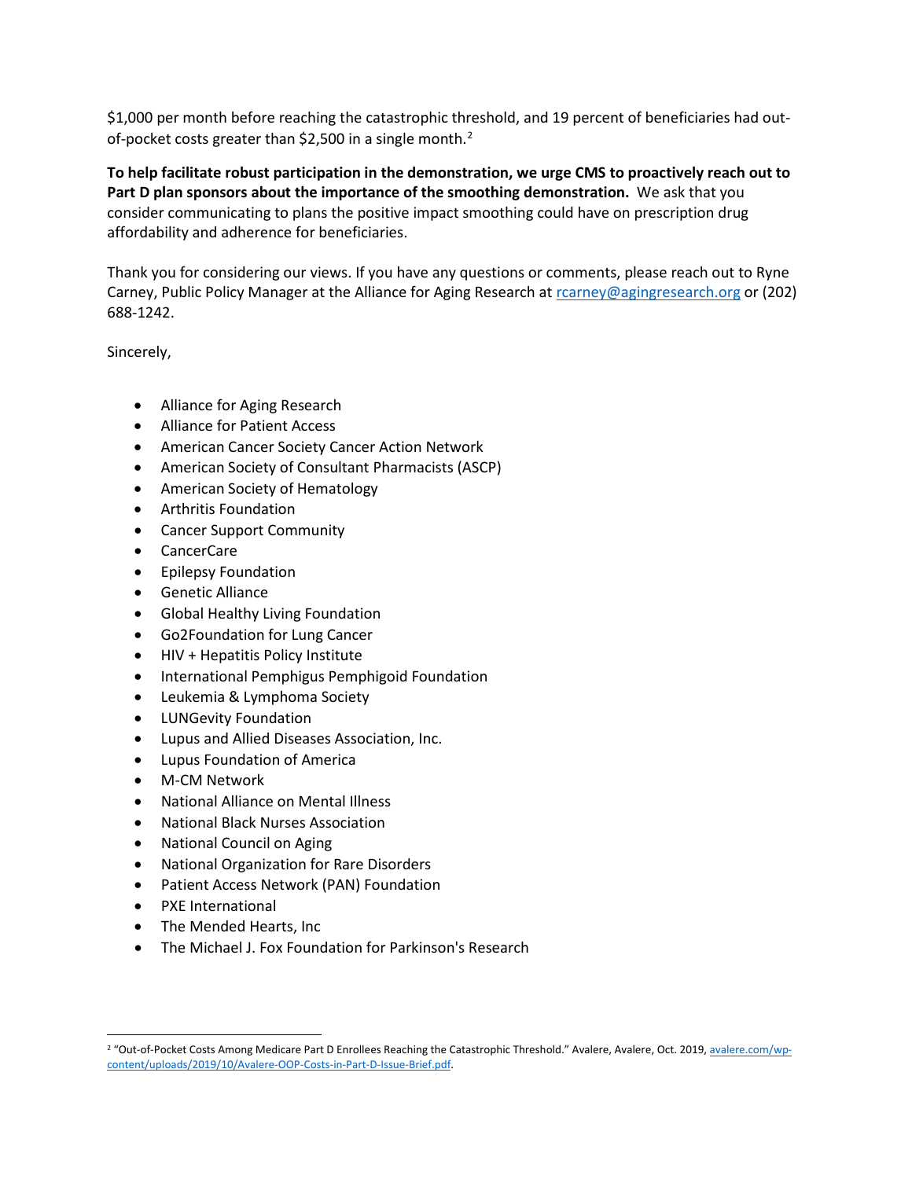$1,000 per month before reaching the catastrophic threshold, and 19 percent of beneficiaries had out-of-pocket costs greater than $2,500 in a single month.[2]

**To help facilitate robust participation in the demonstration, we urge CMS to proactively reach out to Part D plan sponsors about the importance of the smoothing demonstration.** We ask that you consider communicating to plans the positive impact smoothing could have on prescription drug affordability and adherence for beneficiaries.

Thank you for considering our views. If you have any questions or comments, please reach out to Ryne Carney, Public Policy Manager at the Alliance for Aging Research at rcarney@agingresearch.org or (202) 688-1242.

Sincerely,

- Alliance for Aging Research
- Alliance for Patient Access
- American Cancer Society Cancer Action Network
- American Society of Consultant Pharmacists (ASCP)
- American Society of Hematology
- Arthritis Foundation
- Cancer Support Community
- CancerCare
- Epilepsy Foundation
- Genetic Alliance
- Global Healthy Living Foundation
- Go2Foundation for Lung Cancer
- HIV + Hepatitis Policy Institute
- International Pemphigus Pemphigoid Foundation
- Leukemia & Lymphoma Society
- LUNGevity Foundation
- Lupus and Allied Diseases Association, Inc.
- Lupus Foundation of America
- M-CM Network
- National Alliance on Mental Illness
- National Black Nurses Association
- National Council on Aging
- National Organization for Rare Disorders
- Patient Access Network (PAN) Foundation
- PXE International
- The Mended Hearts, Inc
- The Michael J. Fox Foundation for Parkinson's Research

---

[2] "Out-of-Pocket Costs Among Medicare Part D Enrollees Reaching the Catastrophic Threshold." Avalere, Avalere, Oct. 2019, avalere.com/wp-content/uploads/2019/10/Avalere-OOP-Costs-in-Part-D-Issue-Brief.pdf.